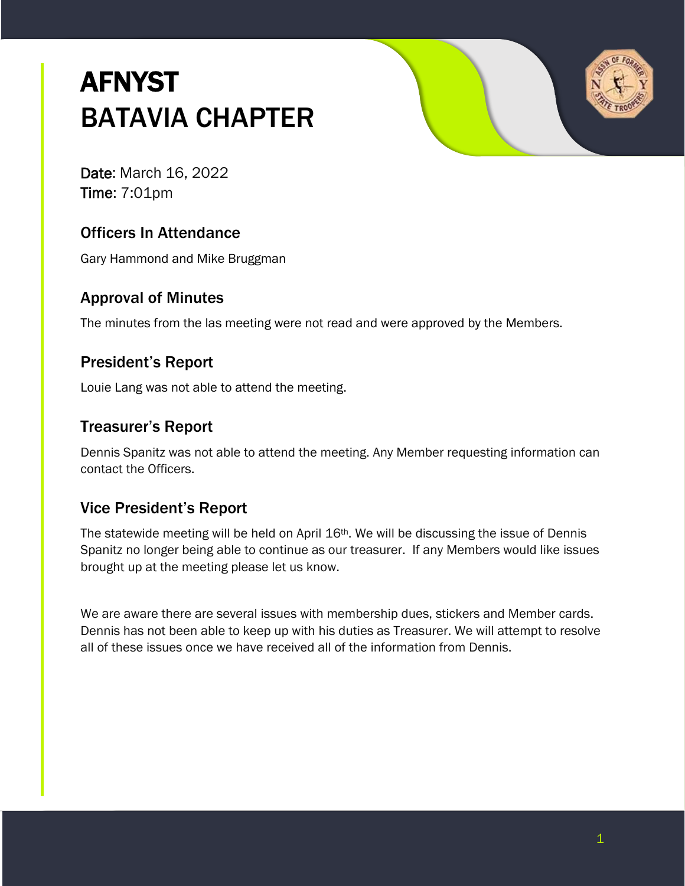# AFNYST
# BATAVIA CHAPTER

**Date**: March 16, 2022
**Time**: 7:01pm

## Officers In Attendance

Gary Hammond and Mike Bruggman

## Approval of Minutes

The minutes from the las meeting were not read and were approved by the Members.

## President's Report

Louie Lang was not able to attend the meeting.

## Treasurer's Report

Dennis Spanitz was not able to attend the meeting. Any Member requesting information can contact the Officers.

## Vice President's Report

The statewide meeting will be held on April 16th. We will be discussing the issue of Dennis Spanitz no longer being able to continue as our treasurer. If any Members would like issues brought up at the meeting please let us know.

We are aware there are several issues with membership dues, stickers and Member cards. Dennis has not been able to keep up with his duties as Treasurer. We will attempt to resolve all of these issues once we have received all of the information from Dennis.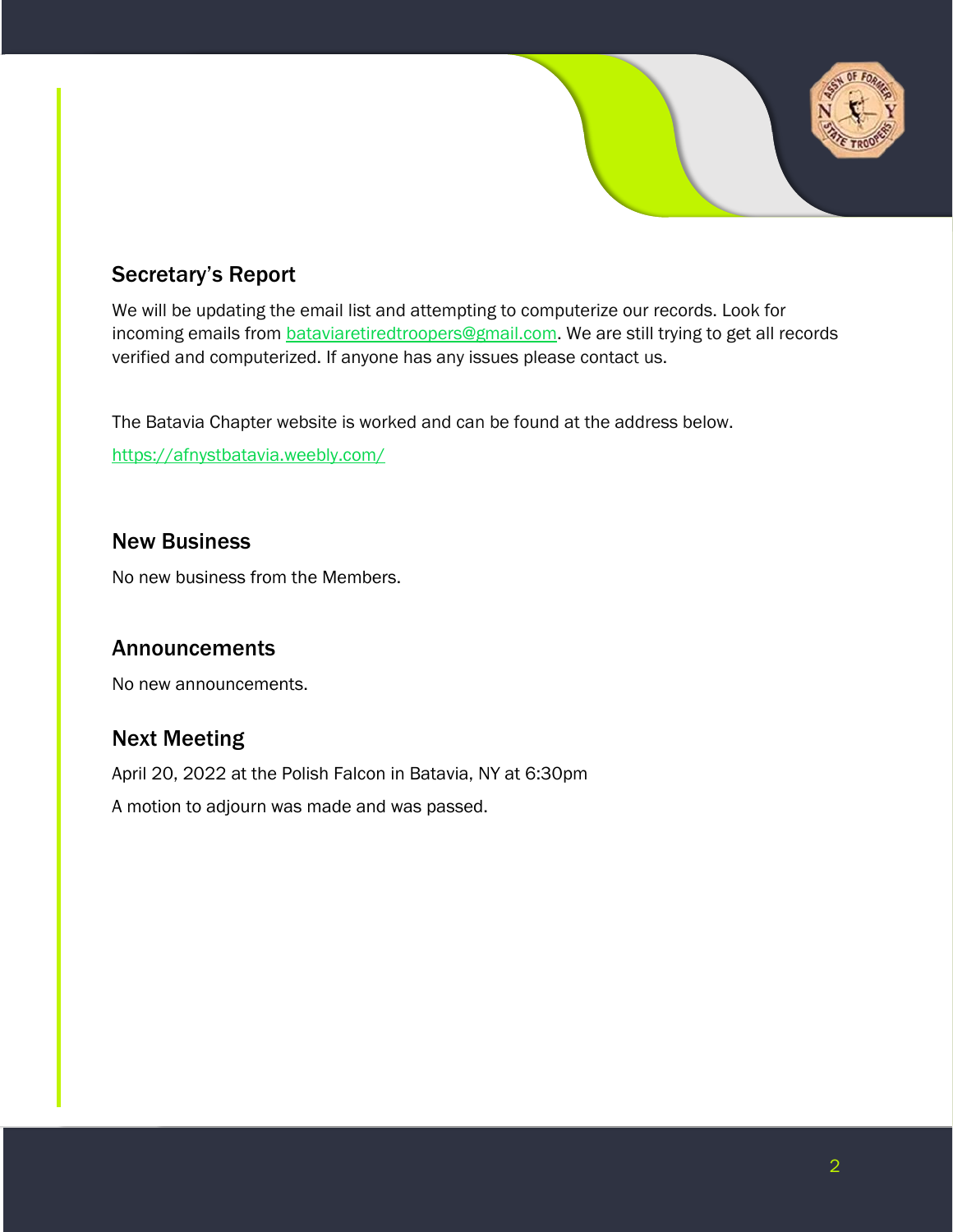## Secretary's Report

We will be updating the email list and attempting to computerize our records. Look for incoming emails from bataviaretiredtroopers@gmail.com. We are still trying to get all records verified and computerized. If anyone has any issues please contact us.

The Batavia Chapter website is worked and can be found at the address below.

https://afnystbatavia.weebly.com/

## New Business

No new business from the Members.

## Announcements

No new announcements.

## Next Meeting

April 20, 2022 at the Polish Falcon in Batavia, NY at 6:30pm

A motion to adjourn was made and was passed.